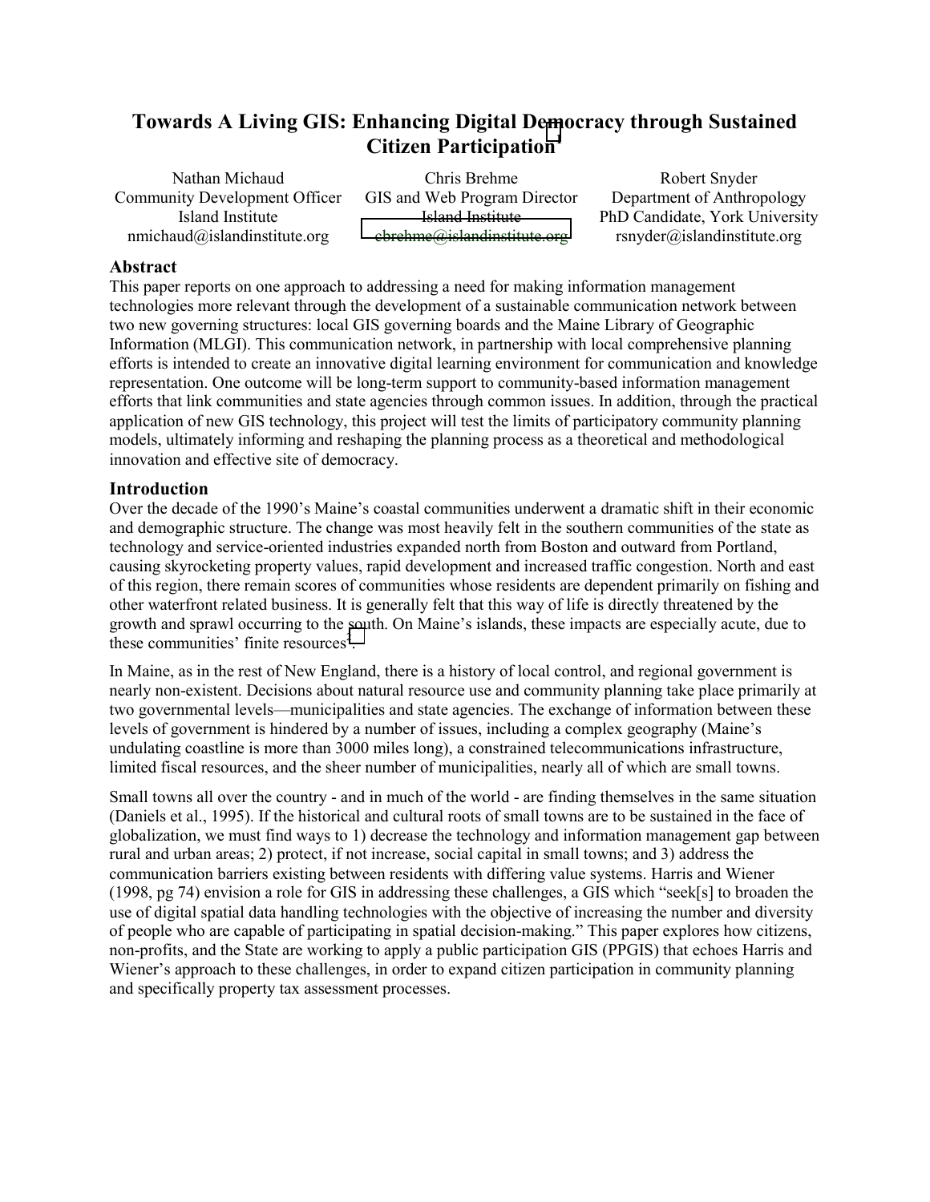# Towards A Living GIS: Enhancing Digital Democracy through Sustained Citizen Participation[1]

Nathan Michaud
Community Development Officer
Island Institute
nmichaud@islandinstitute.org

Chris Brehme
GIS and Web Program Director
Island Institute
cbrehme@islandinstitute.org

Robert Snyder
Department of Anthropology
PhD Candidate, York University
rsnyder@islandinstitute.org

## Abstract

This paper reports on one approach to addressing a need for making information management technologies more relevant through the development of a sustainable communication network between two new governing structures: local GIS governing boards and the Maine Library of Geographic Information (MLGI). This communication network, in partnership with local comprehensive planning efforts is intended to create an innovative digital learning environment for communication and knowledge representation. One outcome will be long-term support to community-based information management efforts that link communities and state agencies through common issues. In addition, through the practical application of new GIS technology, this project will test the limits of participatory community planning models, ultimately informing and reshaping the planning process as a theoretical and methodological innovation and effective site of democracy.

## Introduction

Over the decade of the 1990's Maine's coastal communities underwent a dramatic shift in their economic and demographic structure. The change was most heavily felt in the southern communities of the state as technology and service-oriented industries expanded north from Boston and outward from Portland, causing skyrocketing property values, rapid development and increased traffic congestion. North and east of this region, there remain scores of communities whose residents are dependent primarily on fishing and other waterfront related business. It is generally felt that this way of life is directly threatened by the growth and sprawl occurring to the south. On Maine's islands, these impacts are especially acute, due to these communities' finite resources[2].

In Maine, as in the rest of New England, there is a history of local control, and regional government is nearly non-existent. Decisions about natural resource use and community planning take place primarily at two governmental levels—municipalities and state agencies. The exchange of information between these levels of government is hindered by a number of issues, including a complex geography (Maine's undulating coastline is more than 3000 miles long), a constrained telecommunications infrastructure, limited fiscal resources, and the sheer number of municipalities, nearly all of which are small towns.

Small towns all over the country - and in much of the world - are finding themselves in the same situation (Daniels et al., 1995). If the historical and cultural roots of small towns are to be sustained in the face of globalization, we must find ways to 1) decrease the technology and information management gap between rural and urban areas; 2) protect, if not increase, social capital in small towns; and 3) address the communication barriers existing between residents with differing value systems. Harris and Wiener (1998, pg 74) envision a role for GIS in addressing these challenges, a GIS which "seek[s] to broaden the use of digital spatial data handling technologies with the objective of increasing the number and diversity of people who are capable of participating in spatial decision-making." This paper explores how citizens, non-profits, and the State are working to apply a public participation GIS (PPGIS) that echoes Harris and Wiener's approach to these challenges, in order to expand citizen participation in community planning and specifically property tax assessment processes.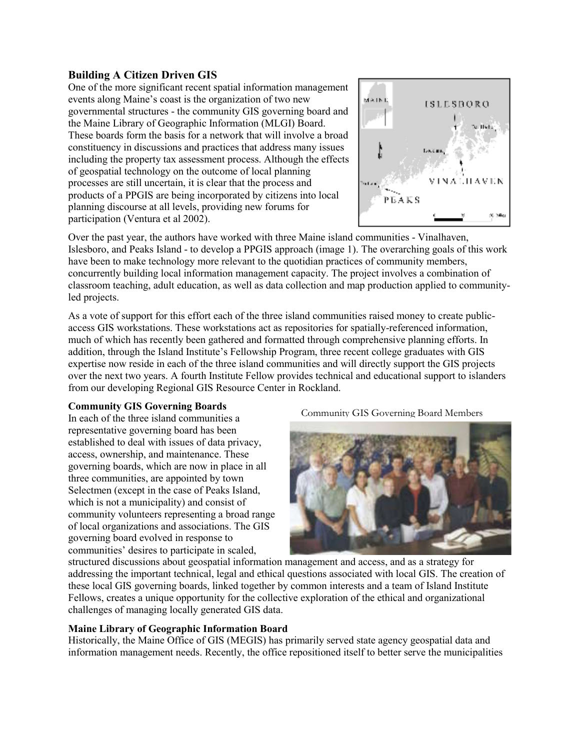### Building A Citizen Driven GIS

One of the more significant recent spatial information management events along Maine's coast is the organization of two new governmental structures - the community GIS governing board and the Maine Library of Geographic Information (MLGI) Board. These boards form the basis for a network that will involve a broad constituency in discussions and practices that address many issues including the property tax assessment process. Although the effects of geospatial technology on the outcome of local planning processes are still uncertain, it is clear that the process and products of a PPGIS are being incorporated by citizens into local planning discourse at all levels, providing new forums for participation (Ventura et al 2002).

Over the past year, the authors have worked with three Maine island communities - Vinalhaven, Islesboro, and Peaks Island - to develop a PPGIS approach (image 1). The overarching goals of this work have been to make technology more relevant to the quotidian practices of community members, concurrently building local information management capacity. The project involves a combination of classroom teaching, adult education, as well as data collection and map production applied to community-led projects.

As a vote of support for this effort each of the three island communities raised money to create public-access GIS workstations. These workstations act as repositories for spatially-referenced information, much of which has recently been gathered and formatted through comprehensive planning efforts. In addition, through the Island Institute's Fellowship Program, three recent college graduates with GIS expertise now reside in each of the three island communities and will directly support the GIS projects over the next two years. A fourth Institute Fellow provides technical and educational support to islanders from our developing Regional GIS Resource Center in Rockland.

**Community GIS Governing Boards**

In each of the three island communities a representative governing board has been established to deal with issues of data privacy, access, ownership, and maintenance. These governing boards, which are now in place in all three communities, are appointed by town Selectmen (except in the case of Peaks Island, which is not a municipality) and consist of community volunteers representing a broad range of local organizations and associations. The GIS governing board evolved in response to communities' desires to participate in scaled, structured discussions about geospatial information management and access, and as a strategy for addressing the important technical, legal and ethical questions associated with local GIS. The creation of these local GIS governing boards, linked together by common interests and a team of Island Institute Fellows, creates a unique opportunity for the collective exploration of the ethical and organizational challenges of managing locally generated GIS data.

Community GIS Governing Board Members

**Maine Library of Geographic Information Board**

Historically, the Maine Office of GIS (MEGIS) has primarily served state agency geospatial data and information management needs. Recently, the office repositioned itself to better serve the municipalities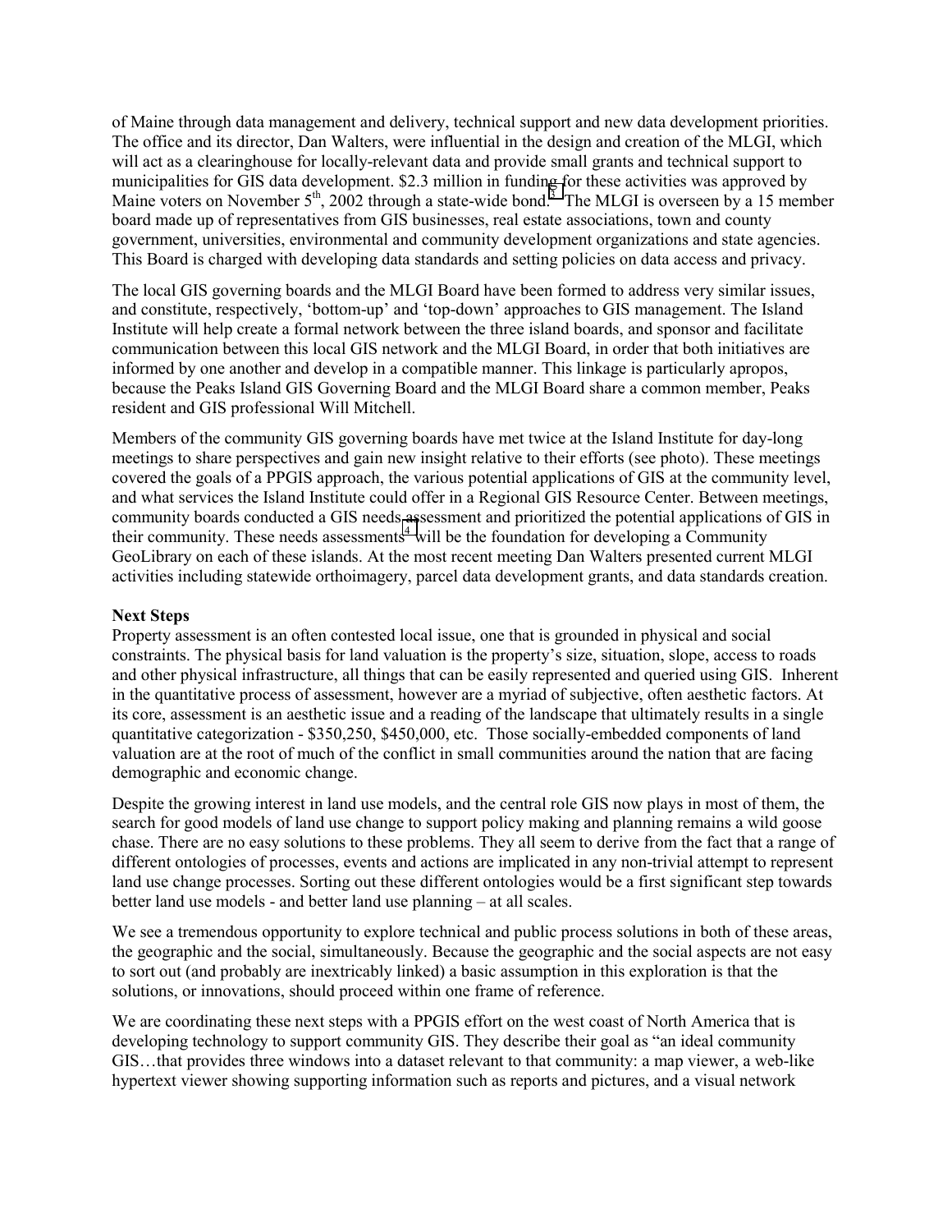of Maine through data management and delivery, technical support and new data development priorities. The office and its director, Dan Walters, were influential in the design and creation of the MLGI, which will act as a clearinghouse for locally-relevant data and provide small grants and technical support to municipalities for GIS data development. $2.3 million in funding for these activities was approved by Maine voters on November 5th, 2002 through a state-wide bond.[3] The MLGI is overseen by a 15 member board made up of representatives from GIS businesses, real estate associations, town and county government, universities, environmental and community development organizations and state agencies. This Board is charged with developing data standards and setting policies on data access and privacy.

The local GIS governing boards and the MLGI Board have been formed to address very similar issues, and constitute, respectively, 'bottom-up' and 'top-down' approaches to GIS management. The Island Institute will help create a formal network between the three island boards, and sponsor and facilitate communication between this local GIS network and the MLGI Board, in order that both initiatives are informed by one another and develop in a compatible manner. This linkage is particularly apropos, because the Peaks Island GIS Governing Board and the MLGI Board share a common member, Peaks resident and GIS professional Will Mitchell.

Members of the community GIS governing boards have met twice at the Island Institute for day-long meetings to share perspectives and gain new insight relative to their efforts (see photo). These meetings covered the goals of a PPGIS approach, the various potential applications of GIS at the community level, and what services the Island Institute could offer in a Regional GIS Resource Center. Between meetings, community boards conducted a GIS needs assessment and prioritized the potential applications of GIS in their community. These needs assessments[4] will be the foundation for developing a Community GeoLibrary on each of these islands. At the most recent meeting Dan Walters presented current MLGI activities including statewide orthoimagery, parcel data development grants, and data standards creation.

**Next Steps**

Property assessment is an often contested local issue, one that is grounded in physical and social constraints. The physical basis for land valuation is the property's size, situation, slope, access to roads and other physical infrastructure, all things that can be easily represented and queried using GIS. Inherent in the quantitative process of assessment, however are a myriad of subjective, often aesthetic factors. At its core, assessment is an aesthetic issue and a reading of the landscape that ultimately results in a single quantitative categorization - $350,250, $450,000, etc. Those socially-embedded components of land valuation are at the root of much of the conflict in small communities around the nation that are facing demographic and economic change.

Despite the growing interest in land use models, and the central role GIS now plays in most of them, the search for good models of land use change to support policy making and planning remains a wild goose chase. There are no easy solutions to these problems. They all seem to derive from the fact that a range of different ontologies of processes, events and actions are implicated in any non-trivial attempt to represent land use change processes. Sorting out these different ontologies would be a first significant step towards better land use models - and better land use planning – at all scales.

We see a tremendous opportunity to explore technical and public process solutions in both of these areas, the geographic and the social, simultaneously. Because the geographic and the social aspects are not easy to sort out (and probably are inextricably linked) a basic assumption in this exploration is that the solutions, or innovations, should proceed within one frame of reference.

We are coordinating these next steps with a PPGIS effort on the west coast of North America that is developing technology to support community GIS. They describe their goal as "an ideal community GIS…that provides three windows into a dataset relevant to that community: a map viewer, a web-like hypertext viewer showing supporting information such as reports and pictures, and a visual network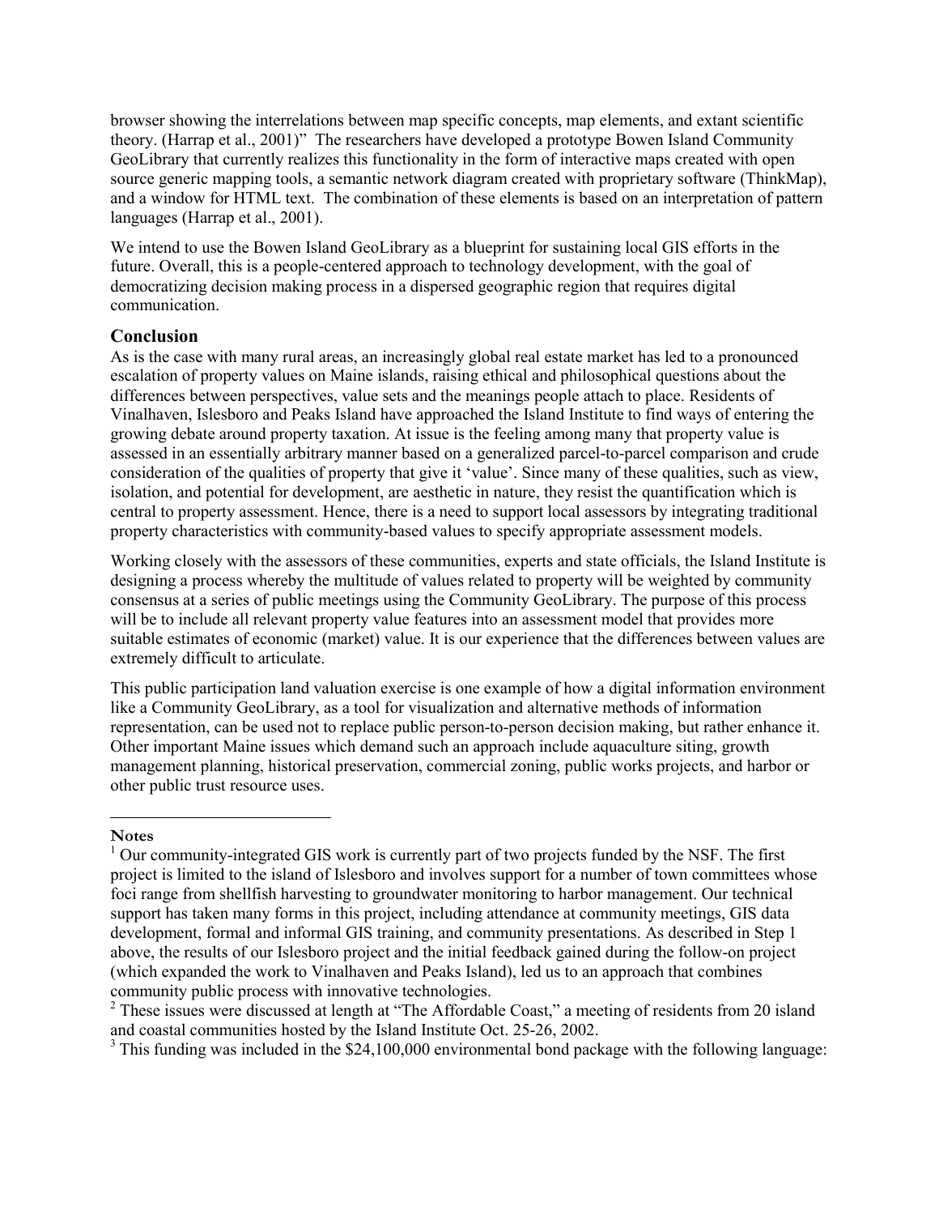browser showing the interrelations between map specific concepts, map elements, and extant scientific theory. (Harrap et al., 2001)" The researchers have developed a prototype Bowen Island Community GeoLibrary that currently realizes this functionality in the form of interactive maps created with open source generic mapping tools, a semantic network diagram created with proprietary software (ThinkMap), and a window for HTML text. The combination of these elements is based on an interpretation of pattern languages (Harrap et al., 2001).

We intend to use the Bowen Island GeoLibrary as a blueprint for sustaining local GIS efforts in the future. Overall, this is a people-centered approach to technology development, with the goal of democratizing decision making process in a dispersed geographic region that requires digital communication.

## Conclusion

As is the case with many rural areas, an increasingly global real estate market has led to a pronounced escalation of property values on Maine islands, raising ethical and philosophical questions about the differences between perspectives, value sets and the meanings people attach to place. Residents of Vinalhaven, Islesboro and Peaks Island have approached the Island Institute to find ways of entering the growing debate around property taxation. At issue is the feeling among many that property value is assessed in an essentially arbitrary manner based on a generalized parcel-to-parcel comparison and crude consideration of the qualities of property that give it 'value'. Since many of these qualities, such as view, isolation, and potential for development, are aesthetic in nature, they resist the quantification which is central to property assessment. Hence, there is a need to support local assessors by integrating traditional property characteristics with community-based values to specify appropriate assessment models.

Working closely with the assessors of these communities, experts and state officials, the Island Institute is designing a process whereby the multitude of values related to property will be weighted by community consensus at a series of public meetings using the Community GeoLibrary. The purpose of this process will be to include all relevant property value features into an assessment model that provides more suitable estimates of economic (market) value. It is our experience that the differences between values are extremely difficult to articulate.

This public participation land valuation exercise is one example of how a digital information environment like a Community GeoLibrary, as a tool for visualization and alternative methods of information representation, can be used not to replace public person-to-person decision making, but rather enhance it. Other important Maine issues which demand such an approach include aquaculture siting, growth management planning, historical preservation, commercial zoning, public works projects, and harbor or other public trust resource uses.

---

**Notes**

[1] Our community-integrated GIS work is currently part of two projects funded by the NSF. The first project is limited to the island of Islesboro and involves support for a number of town committees whose foci range from shellfish harvesting to groundwater monitoring to harbor management. Our technical support has taken many forms in this project, including attendance at community meetings, GIS data development, formal and informal GIS training, and community presentations. As described in Step 1 above, the results of our Islesboro project and the initial feedback gained during the follow-on project (which expanded the work to Vinalhaven and Peaks Island), led us to an approach that combines community public process with innovative technologies.

[2] These issues were discussed at length at "The Affordable Coast," a meeting of residents from 20 island and coastal communities hosted by the Island Institute Oct. 25-26, 2002.

[3] This funding was included in the $24,100,000 environmental bond package with the following language: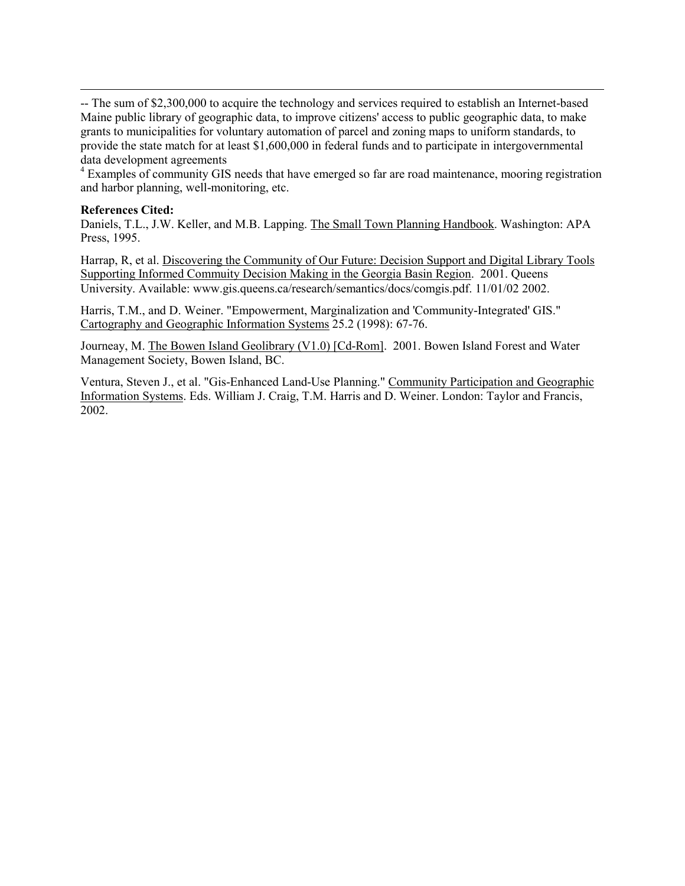-- The sum of $2,300,000 to acquire the technology and services required to establish an Internet-based Maine public library of geographic data, to improve citizens' access to public geographic data, to make grants to municipalities for voluntary automation of parcel and zoning maps to uniform standards, to provide the state match for at least $1,600,000 in federal funds and to participate in intergovernmental data development agreements

[4] Examples of community GIS needs that have emerged so far are road maintenance, mooring registration and harbor planning, well-monitoring, etc.

**References Cited:**

Daniels, T.L., J.W. Keller, and M.B. Lapping. The Small Town Planning Handbook. Washington: APA Press, 1995.

Harrap, R, et al. Discovering the Community of Our Future: Decision Support and Digital Library Tools Supporting Informed Commuity Decision Making in the Georgia Basin Region. 2001. Queens University. Available: www.gis.queens.ca/research/semantics/docs/comgis.pdf. 11/01/02 2002.

Harris, T.M., and D. Weiner. "Empowerment, Marginalization and 'Community-Integrated' GIS." Cartography and Geographic Information Systems 25.2 (1998): 67-76.

Journeay, M. The Bowen Island Geolibrary (V1.0) [Cd-Rom]. 2001. Bowen Island Forest and Water Management Society, Bowen Island, BC.

Ventura, Steven J., et al. "Gis-Enhanced Land-Use Planning." Community Participation and Geographic Information Systems. Eds. William J. Craig, T.M. Harris and D. Weiner. London: Taylor and Francis, 2002.